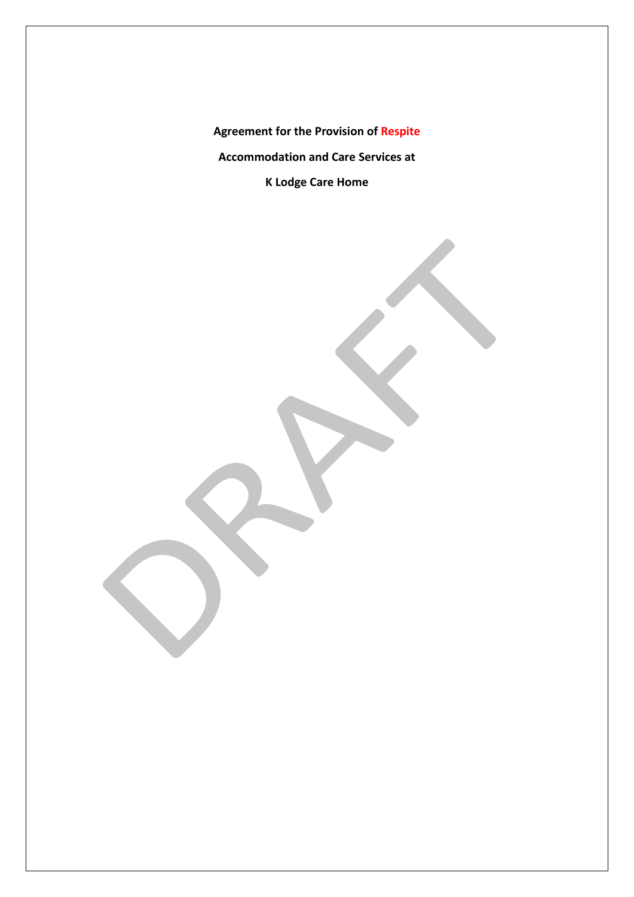**Agreement for the Provision of Respite**

**Accommodation and Care Services at**

**K Lodge Care Home**

DRAFT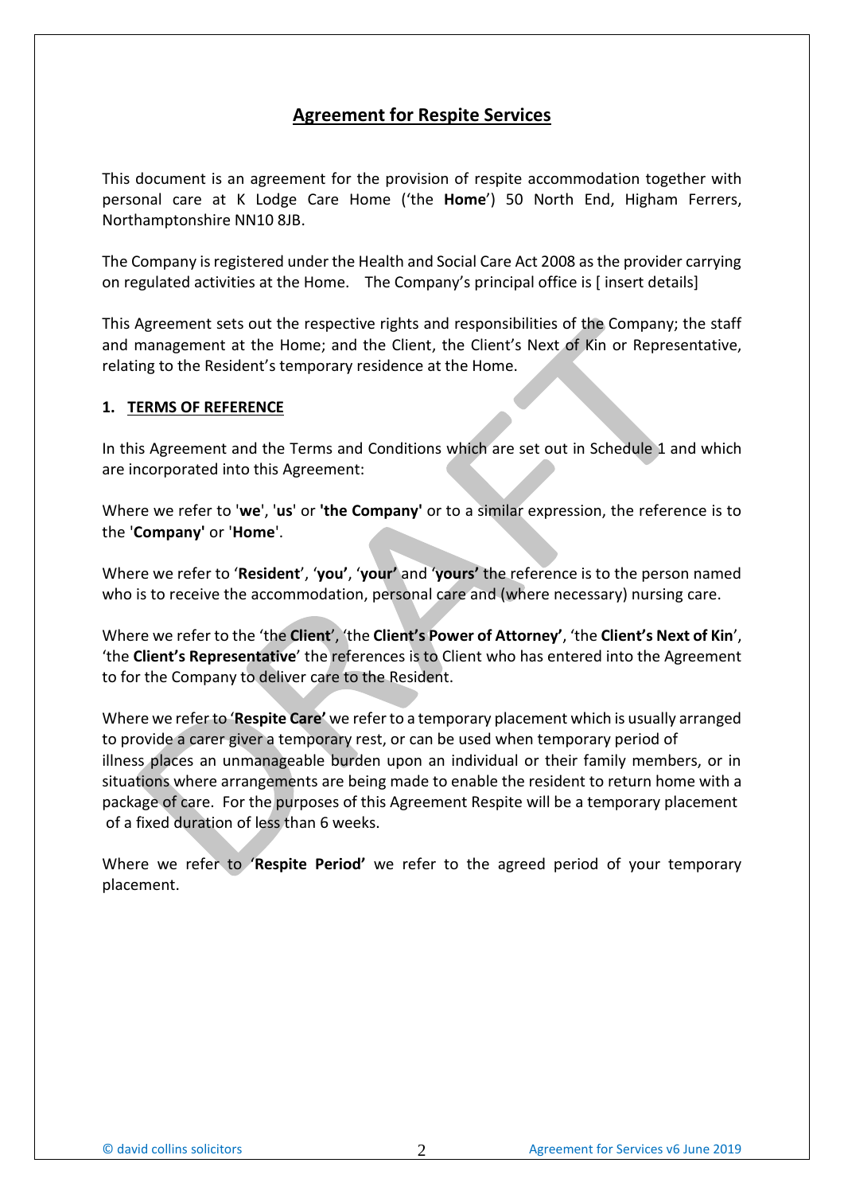## Agreement for Respite Services

This document is an agreement for the provision of respite accommodation together with personal care at K Lodge Care Home ('the **Home**') 50 North End, Higham Ferrers, Northamptonshire NN10 8JB.

The Company is registered under the Health and Social Care Act 2008 as the provider carrying on regulated activities at the Home. The Company's principal office is [ insert details]

This Agreement sets out the respective rights and responsibilities of the Company; the staff and management at the Home; and the Client, the Client's Next of Kin or Representative, relating to the Resident's temporary residence at the Home.

### 1. TERMS OF REFERENCE

In this Agreement and the Terms and Conditions which are set out in Schedule 1 and which are incorporated into this Agreement:

Where we refer to '**we**', '**us**' or **'the Company'** or to a similar expression, the reference is to the '**Company'** or '**Home**'.

Where we refer to '**Resident**', '**you'**, '**your'** and '**yours'** the reference is to the person named who is to receive the accommodation, personal care and (where necessary) nursing care.

Where we refer to the 'the **Client**', 'the **Client's Power of Attorney'**, 'the **Client's Next of Kin**', 'the **Client's Representative**' the references is to Client who has entered into the Agreement to for the Company to deliver care to the Resident.

Where we refer to '**Respite Care'** we refer to a temporary placement which is usually arranged to provide a carer giver a temporary rest, or can be used when temporary period of illness places an unmanageable burden upon an individual or their family members, or in situations where arrangements are being made to enable the resident to return home with a package of care. For the purposes of this Agreement Respite will be a temporary placement of a fixed duration of less than 6 weeks.

Where we refer to **'Respite Period'** we refer to the agreed period of your temporary placement.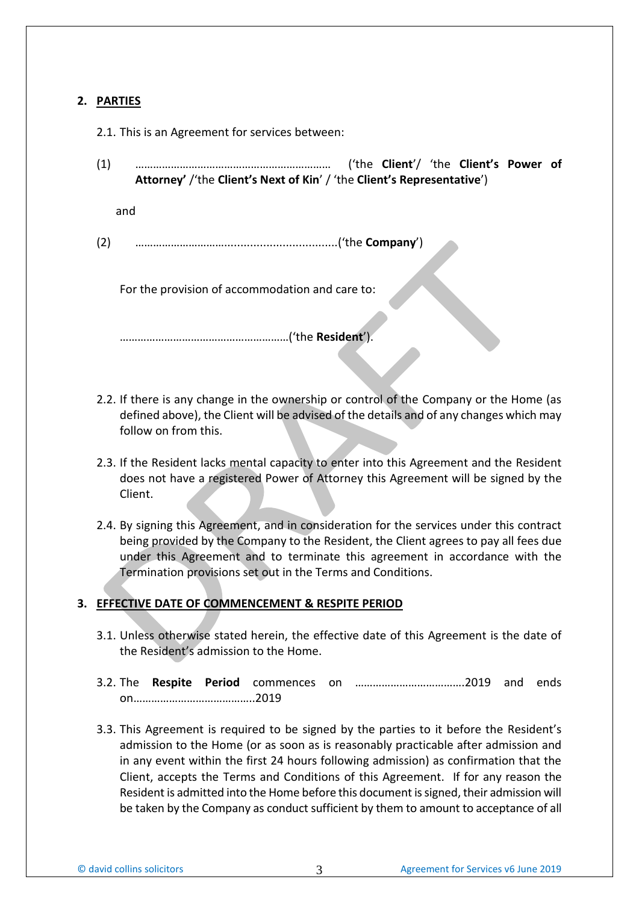## 2. PARTIES

2.1. This is an Agreement for services between:

(1) ………………………………………………………… ('the **Client**'/ 'the **Client's Power of Attorney'** /'the **Client's Next of Kin**' / 'the **Client's Representative**')

and

(2) ……………………….............................('the **Company**')

For the provision of accommodation and care to:

………………………………………………('the **Resident**').

2.2. If there is any change in the ownership or control of the Company or the Home (as defined above), the Client will be advised of the details and of any changes which may follow on from this.

2.3. If the Resident lacks mental capacity to enter into this Agreement and the Resident does not have a registered Power of Attorney this Agreement will be signed by the Client.

2.4. By signing this Agreement, and in consideration for the services under this contract being provided by the Company to the Resident, the Client agrees to pay all fees due under this Agreement and to terminate this agreement in accordance with the Termination provisions set out in the Terms and Conditions.

## 3. EFFECTIVE DATE OF COMMENCEMENT & RESPITE PERIOD

3.1. Unless otherwise stated herein, the effective date of this Agreement is the date of the Resident's admission to the Home.

3.2. The **Respite Period** commences on ……………………………….2019 and ends on…………………………………..2019

3.3. This Agreement is required to be signed by the parties to it before the Resident's admission to the Home (or as soon as is reasonably practicable after admission and in any event within the first 24 hours following admission) as confirmation that the Client, accepts the Terms and Conditions of this Agreement. If for any reason the Resident is admitted into the Home before this document is signed, their admission will be taken by the Company as conduct sufficient by them to amount to acceptance of all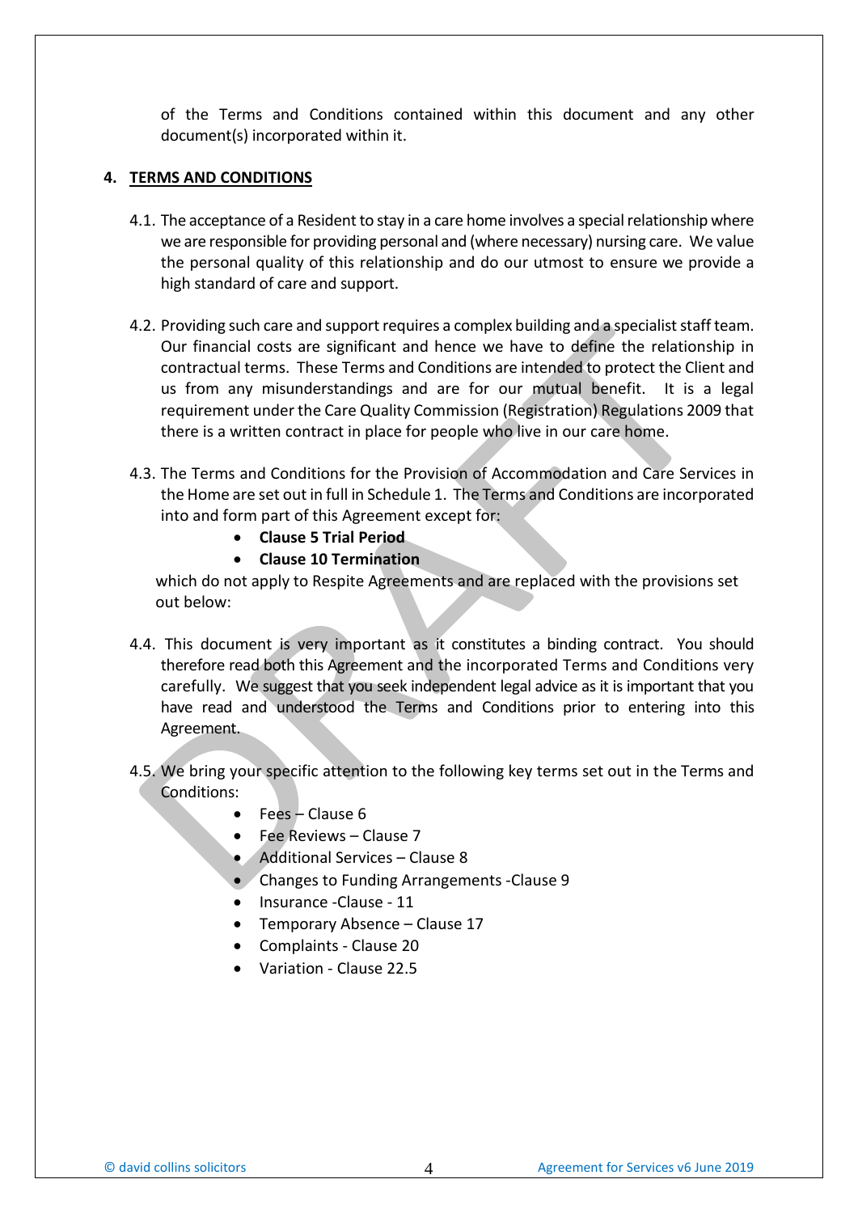of the Terms and Conditions contained within this document and any other document(s) incorporated within it.

## 4. TERMS AND CONDITIONS

4.1. The acceptance of a Resident to stay in a care home involves a special relationship where we are responsible for providing personal and (where necessary) nursing care. We value the personal quality of this relationship and do our utmost to ensure we provide a high standard of care and support.

4.2. Providing such care and support requires a complex building and a specialist staff team. Our financial costs are significant and hence we have to define the relationship in contractual terms. These Terms and Conditions are intended to protect the Client and us from any misunderstandings and are for our mutual benefit. It is a legal requirement under the Care Quality Commission (Registration) Regulations 2009 that there is a written contract in place for people who live in our care home.

4.3. The Terms and Conditions for the Provision of Accommodation and Care Services in the Home are set out in full in Schedule 1. The Terms and Conditions are incorporated into and form part of this Agreement except for:

- **Clause 5 Trial Period**
- **Clause 10 Termination**

which do not apply to Respite Agreements and are replaced with the provisions set out below:

4.4. This document is very important as it constitutes a binding contract. You should therefore read both this Agreement and the incorporated Terms and Conditions very carefully. We suggest that you seek independent legal advice as it is important that you have read and understood the Terms and Conditions prior to entering into this Agreement.

4.5. We bring your specific attention to the following key terms set out in the Terms and Conditions:

- Fees – Clause 6
- Fee Reviews – Clause 7
- Additional Services – Clause 8
- Changes to Funding Arrangements -Clause 9
- Insurance -Clause - 11
- Temporary Absence – Clause 17
- Complaints - Clause 20
- Variation - Clause 22.5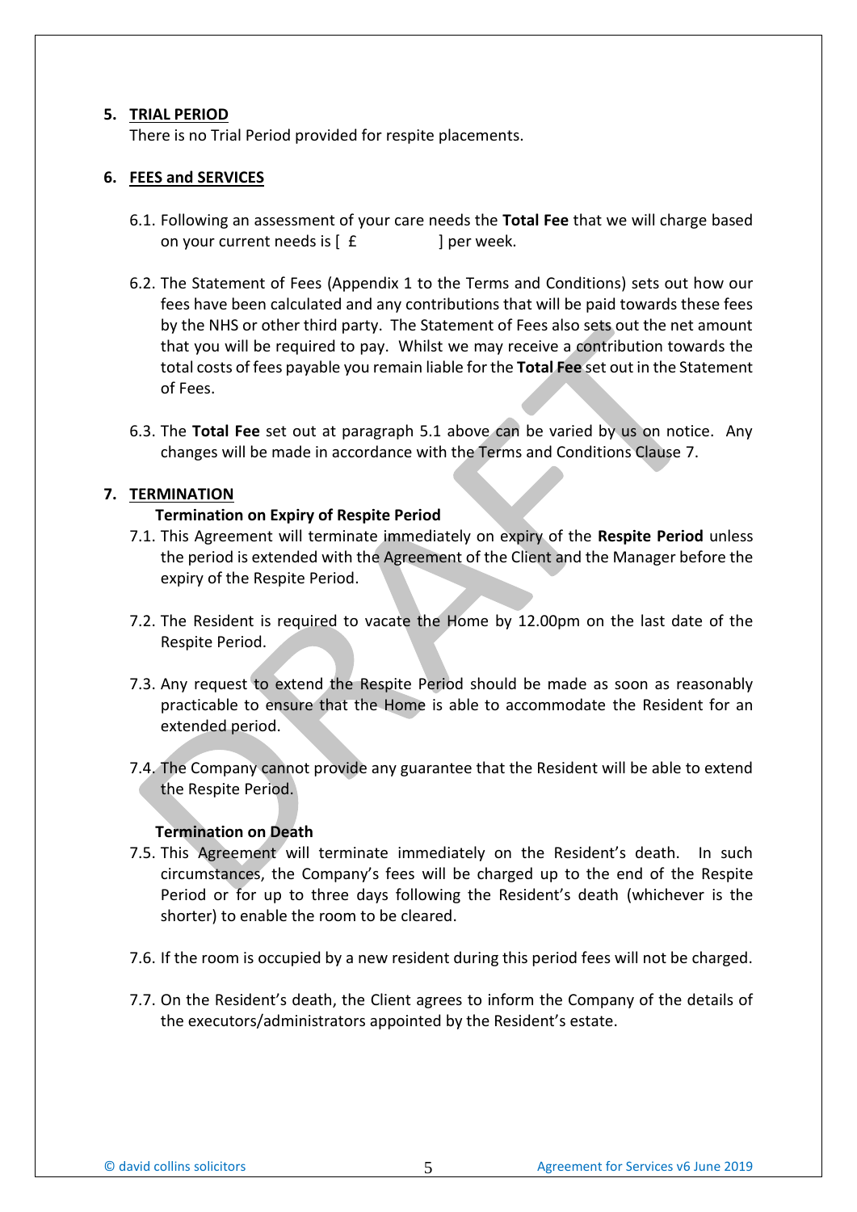## 5. TRIAL PERIOD

There is no Trial Period provided for respite placements.

## 6. FEES and SERVICES

6.1. Following an assessment of your care needs the **Total Fee** that we will charge based on your current needs is [ £ ] per week.

6.2. The Statement of Fees (Appendix 1 to the Terms and Conditions) sets out how our fees have been calculated and any contributions that will be paid towards these fees by the NHS or other third party. The Statement of Fees also sets out the net amount that you will be required to pay. Whilst we may receive a contribution towards the total costs of fees payable you remain liable for the **Total Fee** set out in the Statement of Fees.

6.3. The **Total Fee** set out at paragraph 5.1 above can be varied by us on notice. Any changes will be made in accordance with the Terms and Conditions Clause 7.

## 7. TERMINATION

**Termination on Expiry of Respite Period**

7.1. This Agreement will terminate immediately on expiry of the **Respite Period** unless the period is extended with the Agreement of the Client and the Manager before the expiry of the Respite Period.

7.2. The Resident is required to vacate the Home by 12.00pm on the last date of the Respite Period.

7.3. Any request to extend the Respite Period should be made as soon as reasonably practicable to ensure that the Home is able to accommodate the Resident for an extended period.

7.4. The Company cannot provide any guarantee that the Resident will be able to extend the Respite Period.

**Termination on Death**

7.5. This Agreement will terminate immediately on the Resident's death. In such circumstances, the Company's fees will be charged up to the end of the Respite Period or for up to three days following the Resident's death (whichever is the shorter) to enable the room to be cleared.

7.6. If the room is occupied by a new resident during this period fees will not be charged.

7.7. On the Resident's death, the Client agrees to inform the Company of the details of the executors/administrators appointed by the Resident's estate.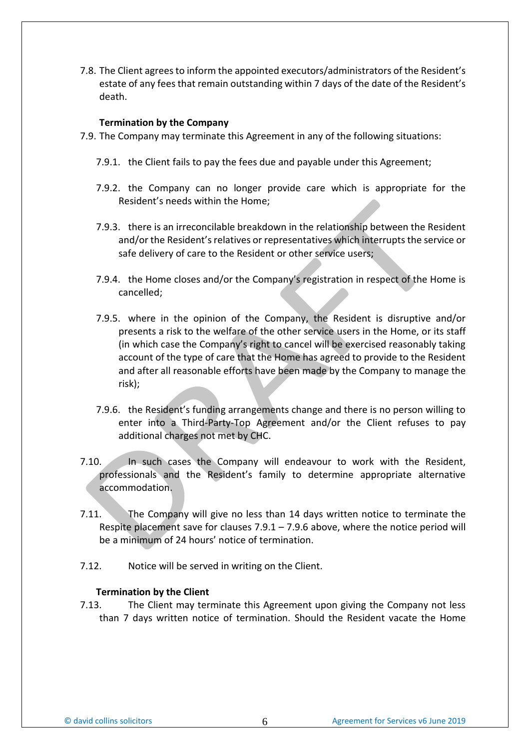7.8. The Client agrees to inform the appointed executors/administrators of the Resident's estate of any fees that remain outstanding within 7 days of the date of the Resident's death.

**Termination by the Company**

7.9. The Company may terminate this Agreement in any of the following situations:

7.9.1. the Client fails to pay the fees due and payable under this Agreement;

7.9.2. the Company can no longer provide care which is appropriate for the Resident's needs within the Home;

7.9.3. there is an irreconcilable breakdown in the relationship between the Resident and/or the Resident's relatives or representatives which interrupts the service or safe delivery of care to the Resident or other service users;

7.9.4. the Home closes and/or the Company's registration in respect of the Home is cancelled;

7.9.5. where in the opinion of the Company, the Resident is disruptive and/or presents a risk to the welfare of the other service users in the Home, or its staff (in which case the Company's right to cancel will be exercised reasonably taking account of the type of care that the Home has agreed to provide to the Resident and after all reasonable efforts have been made by the Company to manage the risk);

7.9.6. the Resident's funding arrangements change and there is no person willing to enter into a Third-Party-Top Agreement and/or the Client refuses to pay additional charges not met by CHC.

7.10. In such cases the Company will endeavour to work with the Resident, professionals and the Resident's family to determine appropriate alternative accommodation.

7.11. The Company will give no less than 14 days written notice to terminate the Respite placement save for clauses 7.9.1 – 7.9.6 above, where the notice period will be a minimum of 24 hours' notice of termination.

7.12. Notice will be served in writing on the Client.

**Termination by the Client**

7.13. The Client may terminate this Agreement upon giving the Company not less than 7 days written notice of termination. Should the Resident vacate the Home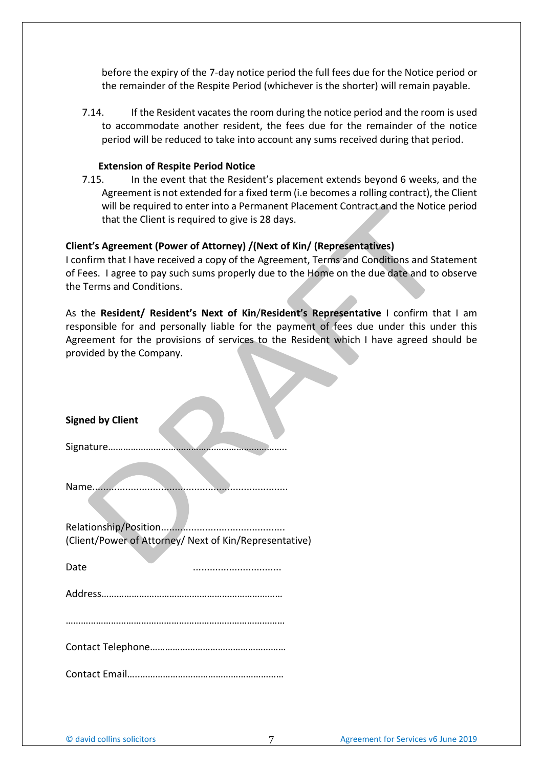before the expiry of the 7-day notice period the full fees due for the Notice period or the remainder of the Respite Period (whichever is the shorter) will remain payable.

7.14. If the Resident vacates the room during the notice period and the room is used to accommodate another resident, the fees due for the remainder of the notice period will be reduced to take into account any sums received during that period.

**Extension of Respite Period Notice**

7.15. In the event that the Resident's placement extends beyond 6 weeks, and the Agreement is not extended for a fixed term (i.e becomes a rolling contract), the Client will be required to enter into a Permanent Placement Contract and the Notice period that the Client is required to give is 28 days.

**Client's Agreement (Power of Attorney) /(Next of Kin/ (Representatives)**

I confirm that I have received a copy of the Agreement, Terms and Conditions and Statement of Fees. I agree to pay such sums properly due to the Home on the due date and to observe the Terms and Conditions.

As the **Resident/ Resident's Next of Kin**/**Resident's Representative** I confirm that I am responsible for and personally liable for the payment of fees due under this under this Agreement for the provisions of services to the Resident which I have agreed should be provided by the Company.

**Signed by Client**

Signature……………………………………………………………..

Name......................................................................

Relationship/Position............................................
(Client/Power of Attorney/ Next of Kin/Representative)

Date ................................

Address………………………………………………………………

……………………………………………………………………………

Contact Telephone………………………………………………

Contact Email……………………………………………………

© david collins solicitors Agreement for Services v6 June 2019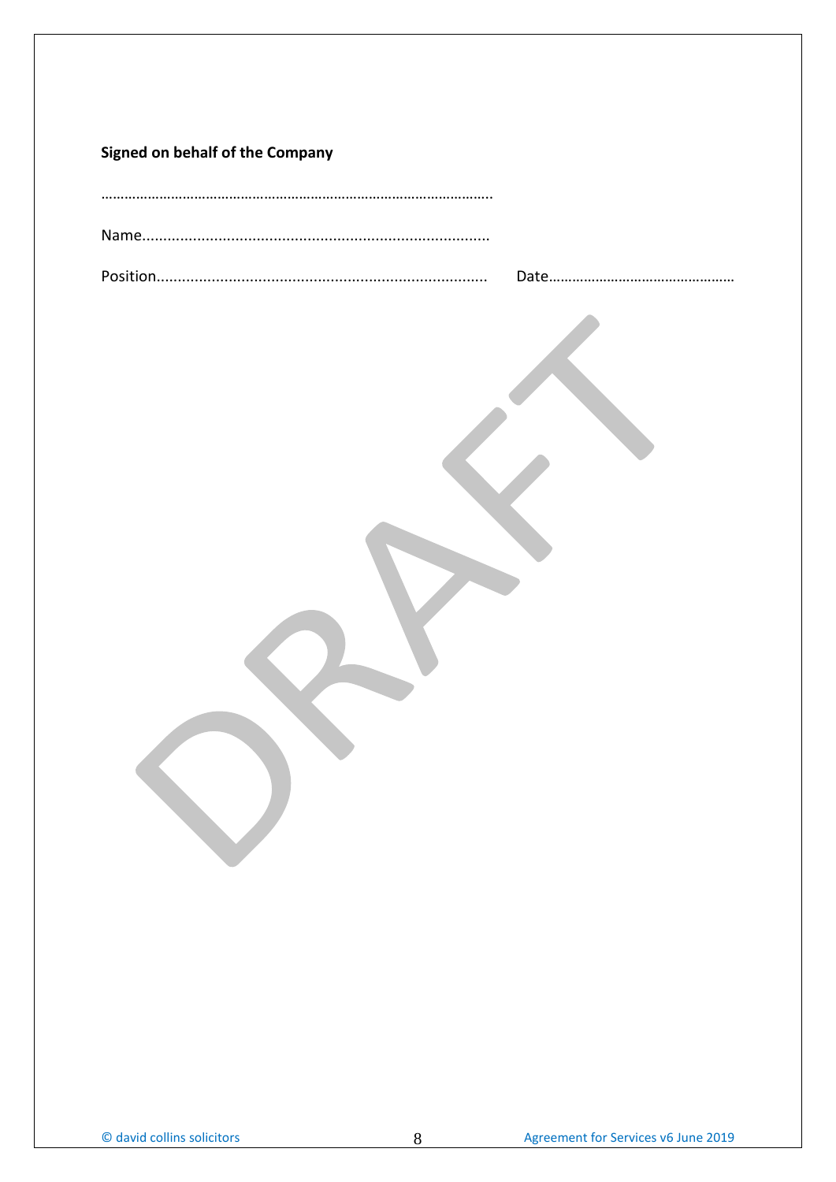**Signed on behalf of the Company**

………………………………………………………………………………………..

Name.................................................................................

Position............................................................................. Date…………………………………………

DRAFT